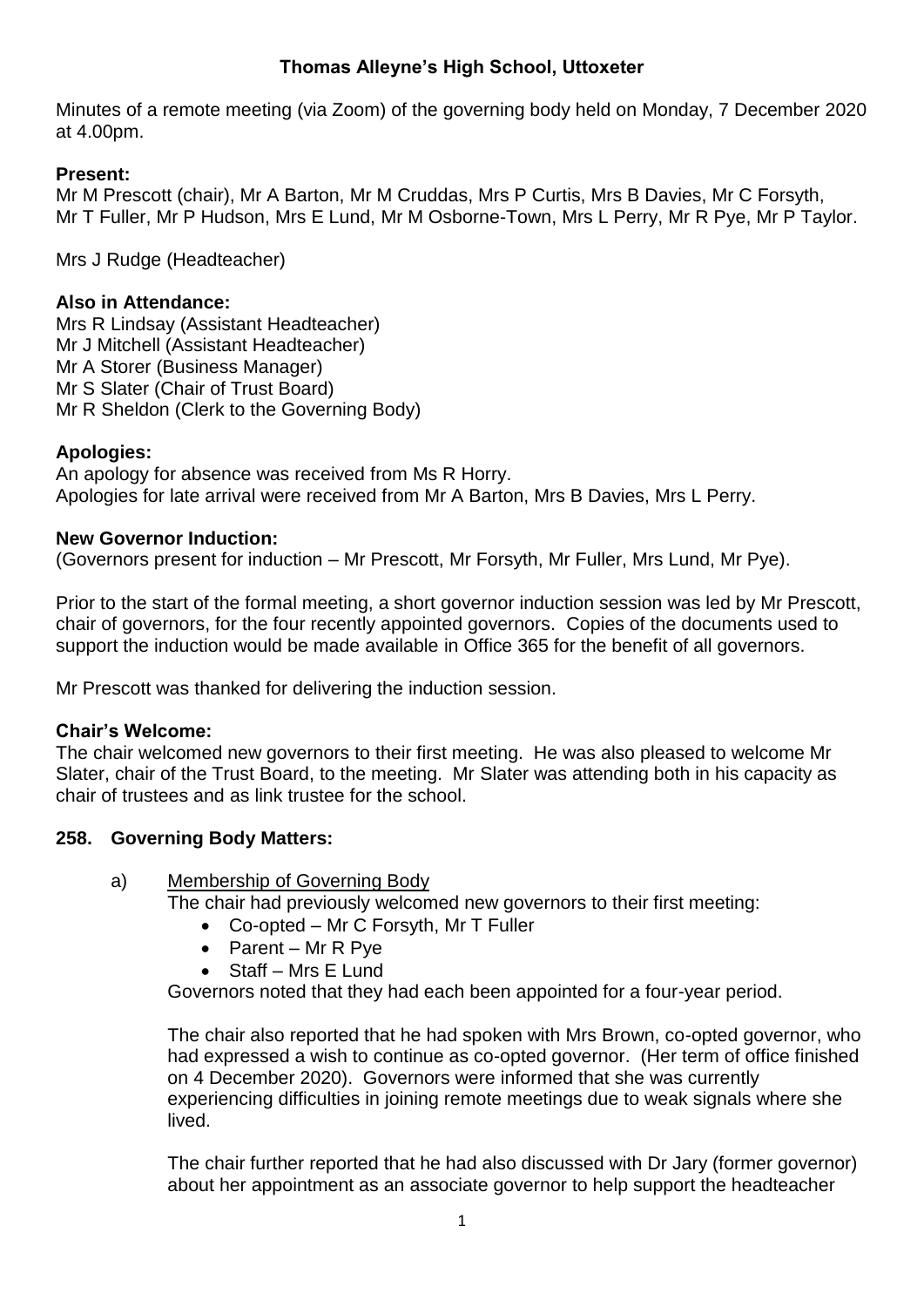# Thomas Alleyne's High School, Uttoxeter

Minutes of a remote meeting (via Zoom) of the governing body held on Monday, 7 December 2020 at 4.00pm.

**Present:**
Mr M Prescott (chair), Mr A Barton, Mr M Cruddas, Mrs P Curtis, Mrs B Davies, Mr C Forsyth, Mr T Fuller, Mr P Hudson, Mrs E Lund, Mr M Osborne-Town, Mrs L Perry, Mr R Pye, Mr P Taylor.

Mrs J Rudge (Headteacher)

**Also in Attendance:**
Mrs R Lindsay (Assistant Headteacher)
Mr J Mitchell (Assistant Headteacher)
Mr A Storer (Business Manager)
Mr S Slater (Chair of Trust Board)
Mr R Sheldon (Clerk to the Governing Body)

**Apologies:**
An apology for absence was received from Ms R Horry.
Apologies for late arrival were received from Mr A Barton, Mrs B Davies, Mrs L Perry.

**New Governor Induction:**
(Governors present for induction – Mr Prescott, Mr Forsyth, Mr Fuller, Mrs Lund, Mr Pye).

Prior to the start of the formal meeting, a short governor induction session was led by Mr Prescott, chair of governors, for the four recently appointed governors. Copies of the documents used to support the induction would be made available in Office 365 for the benefit of all governors.

Mr Prescott was thanked for delivering the induction session.

**Chair's Welcome:**
The chair welcomed new governors to their first meeting. He was also pleased to welcome Mr Slater, chair of the Trust Board, to the meeting. Mr Slater was attending both in his capacity as chair of trustees and as link trustee for the school.

## 258. Governing Body Matters:

a) Membership of Governing Body

The chair had previously welcomed new governors to their first meeting:

- Co-opted – Mr C Forsyth, Mr T Fuller
- Parent – Mr R Pye
- Staff – Mrs E Lund

Governors noted that they had each been appointed for a four-year period.

The chair also reported that he had spoken with Mrs Brown, co-opted governor, who had expressed a wish to continue as co-opted governor. (Her term of office finished on 4 December 2020). Governors were informed that she was currently experiencing difficulties in joining remote meetings due to weak signals where she lived.

The chair further reported that he had also discussed with Dr Jary (former governor) about her appointment as an associate governor to help support the headteacher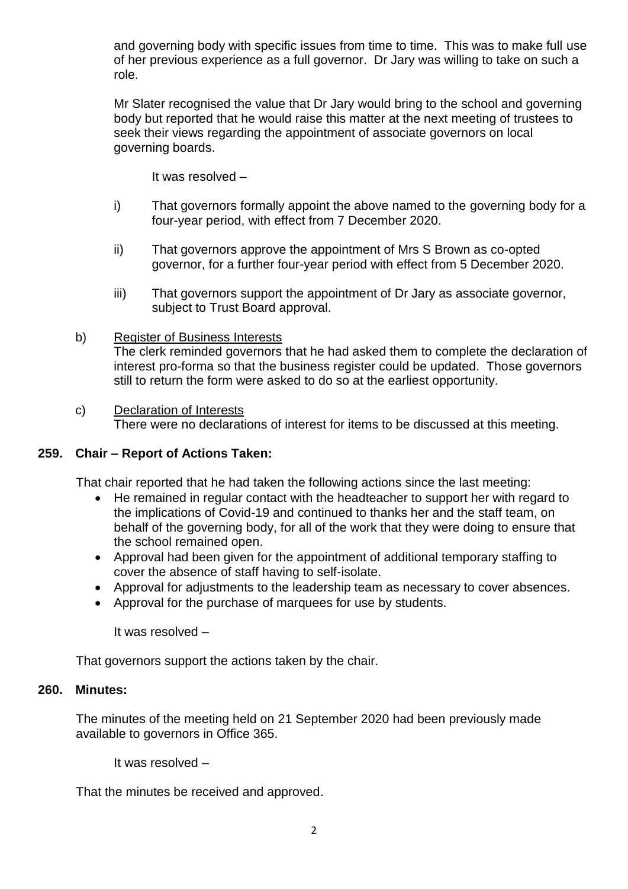and governing body with specific issues from time to time. This was to make full use of her previous experience as a full governor. Dr Jary was willing to take on such a role.

Mr Slater recognised the value that Dr Jary would bring to the school and governing body but reported that he would raise this matter at the next meeting of trustees to seek their views regarding the appointment of associate governors on local governing boards.

It was resolved –

i) That governors formally appoint the above named to the governing body for a four-year period, with effect from 7 December 2020.

ii) That governors approve the appointment of Mrs S Brown as co-opted governor, for a further four-year period with effect from 5 December 2020.

iii) That governors support the appointment of Dr Jary as associate governor, subject to Trust Board approval.

b) Register of Business Interests
The clerk reminded governors that he had asked them to complete the declaration of interest pro-forma so that the business register could be updated. Those governors still to return the form were asked to do so at the earliest opportunity.

c) Declaration of Interests
There were no declarations of interest for items to be discussed at this meeting.

**259. Chair – Report of Actions Taken:**

That chair reported that he had taken the following actions since the last meeting:

- He remained in regular contact with the headteacher to support her with regard to the implications of Covid-19 and continued to thanks her and the staff team, on behalf of the governing body, for all of the work that they were doing to ensure that the school remained open.
- Approval had been given for the appointment of additional temporary staffing to cover the absence of staff having to self-isolate.
- Approval for adjustments to the leadership team as necessary to cover absences.
- Approval for the purchase of marquees for use by students.

It was resolved –

That governors support the actions taken by the chair.

**260. Minutes:**

The minutes of the meeting held on 21 September 2020 had been previously made available to governors in Office 365.

It was resolved –

That the minutes be received and approved.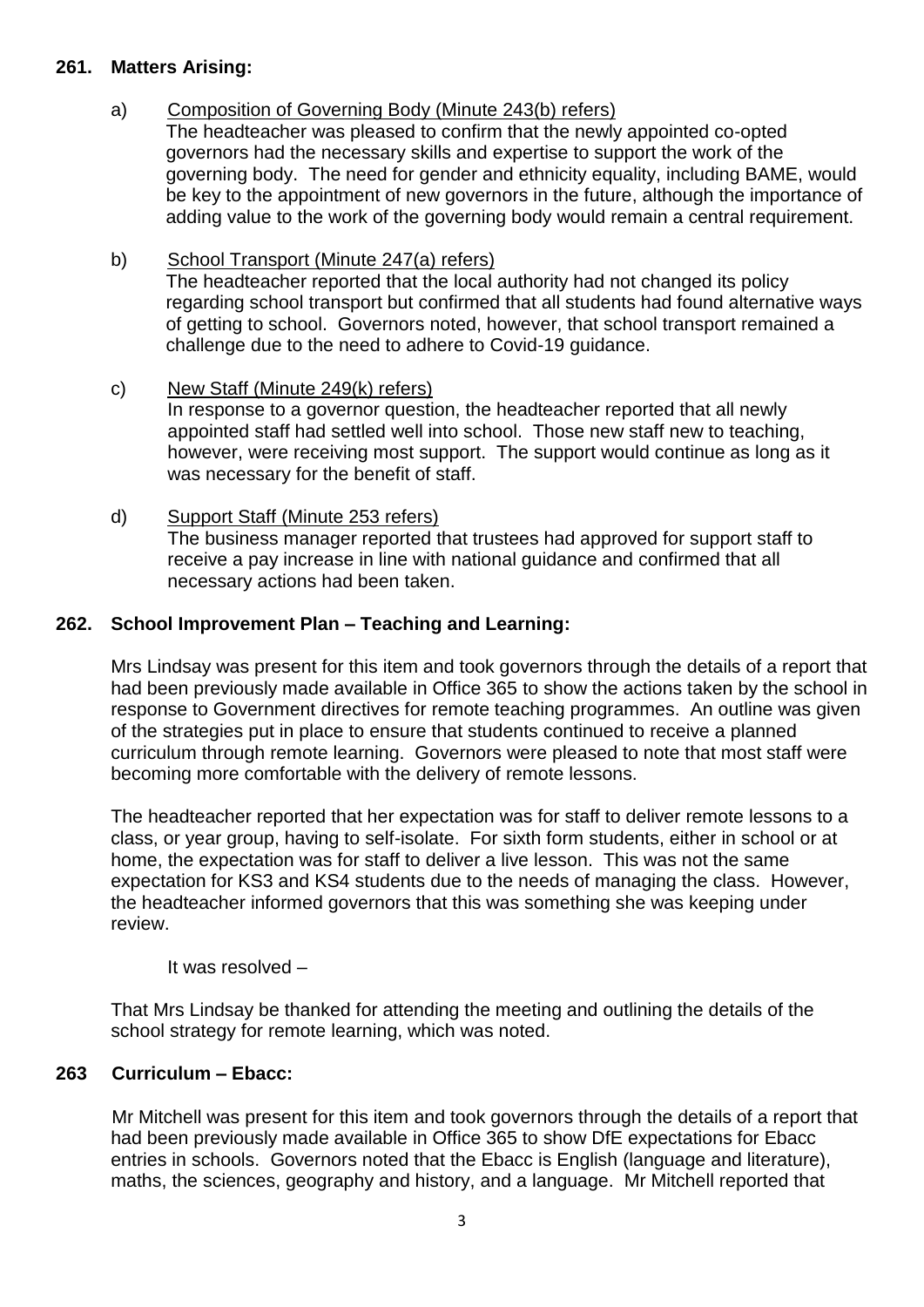**261. Matters Arising:**

a) Composition of Governing Body (Minute 243(b) refers)
The headteacher was pleased to confirm that the newly appointed co-opted governors had the necessary skills and expertise to support the work of the governing body. The need for gender and ethnicity equality, including BAME, would be key to the appointment of new governors in the future, although the importance of adding value to the work of the governing body would remain a central requirement.

b) School Transport (Minute 247(a) refers)
The headteacher reported that the local authority had not changed its policy regarding school transport but confirmed that all students had found alternative ways of getting to school. Governors noted, however, that school transport remained a challenge due to the need to adhere to Covid-19 guidance.

c) New Staff (Minute 249(k) refers)
In response to a governor question, the headteacher reported that all newly appointed staff had settled well into school. Those new staff new to teaching, however, were receiving most support. The support would continue as long as it was necessary for the benefit of staff.

d) Support Staff (Minute 253 refers)
The business manager reported that trustees had approved for support staff to receive a pay increase in line with national guidance and confirmed that all necessary actions had been taken.

**262. School Improvement Plan – Teaching and Learning:**

Mrs Lindsay was present for this item and took governors through the details of a report that had been previously made available in Office 365 to show the actions taken by the school in response to Government directives for remote teaching programmes. An outline was given of the strategies put in place to ensure that students continued to receive a planned curriculum through remote learning. Governors were pleased to note that most staff were becoming more comfortable with the delivery of remote lessons.

The headteacher reported that her expectation was for staff to deliver remote lessons to a class, or year group, having to self-isolate. For sixth form students, either in school or at home, the expectation was for staff to deliver a live lesson. This was not the same expectation for KS3 and KS4 students due to the needs of managing the class. However, the headteacher informed governors that this was something she was keeping under review.

It was resolved –

That Mrs Lindsay be thanked for attending the meeting and outlining the details of the school strategy for remote learning, which was noted.

**263 Curriculum – Ebacc:**

Mr Mitchell was present for this item and took governors through the details of a report that had been previously made available in Office 365 to show DfE expectations for Ebacc entries in schools. Governors noted that the Ebacc is English (language and literature), maths, the sciences, geography and history, and a language. Mr Mitchell reported that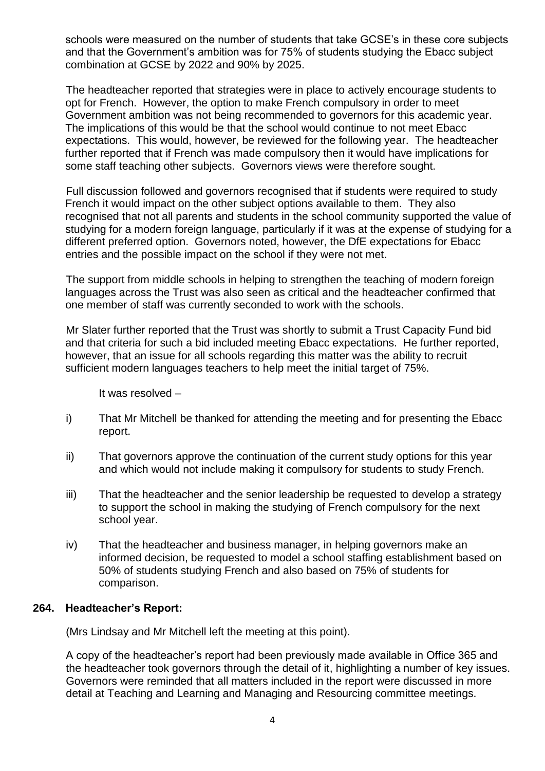schools were measured on the number of students that take GCSE's in these core subjects and that the Government's ambition was for 75% of students studying the Ebacc subject combination at GCSE by 2022 and 90% by 2025.

The headteacher reported that strategies were in place to actively encourage students to opt for French. However, the option to make French compulsory in order to meet Government ambition was not being recommended to governors for this academic year. The implications of this would be that the school would continue to not meet Ebacc expectations. This would, however, be reviewed for the following year. The headteacher further reported that if French was made compulsory then it would have implications for some staff teaching other subjects. Governors views were therefore sought.

Full discussion followed and governors recognised that if students were required to study French it would impact on the other subject options available to them. They also recognised that not all parents and students in the school community supported the value of studying for a modern foreign language, particularly if it was at the expense of studying for a different preferred option. Governors noted, however, the DfE expectations for Ebacc entries and the possible impact on the school if they were not met.

The support from middle schools in helping to strengthen the teaching of modern foreign languages across the Trust was also seen as critical and the headteacher confirmed that one member of staff was currently seconded to work with the schools.

Mr Slater further reported that the Trust was shortly to submit a Trust Capacity Fund bid and that criteria for such a bid included meeting Ebacc expectations. He further reported, however, that an issue for all schools regarding this matter was the ability to recruit sufficient modern languages teachers to help meet the initial target of 75%.

It was resolved –

i) That Mr Mitchell be thanked for attending the meeting and for presenting the Ebacc report.

ii) That governors approve the continuation of the current study options for this year and which would not include making it compulsory for students to study French.

iii) That the headteacher and the senior leadership be requested to develop a strategy to support the school in making the studying of French compulsory for the next school year.

iv) That the headteacher and business manager, in helping governors make an informed decision, be requested to model a school staffing establishment based on 50% of students studying French and also based on 75% of students for comparison.

**264. Headteacher's Report:**

(Mrs Lindsay and Mr Mitchell left the meeting at this point).

A copy of the headteacher's report had been previously made available in Office 365 and the headteacher took governors through the detail of it, highlighting a number of key issues. Governors were reminded that all matters included in the report were discussed in more detail at Teaching and Learning and Managing and Resourcing committee meetings.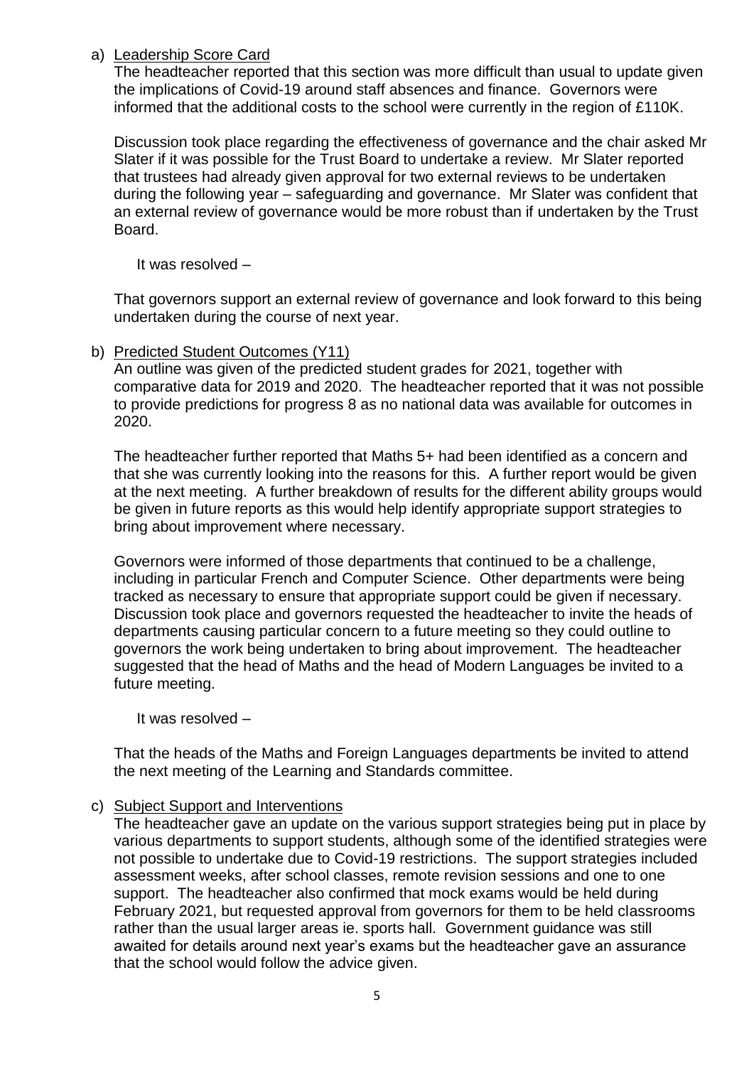a) <u>Leadership Score Card</u>

The headteacher reported that this section was more difficult than usual to update given the implications of Covid-19 around staff absences and finance. Governors were informed that the additional costs to the school were currently in the region of £110K.

Discussion took place regarding the effectiveness of governance and the chair asked Mr Slater if it was possible for the Trust Board to undertake a review. Mr Slater reported that trustees had already given approval for two external reviews to be undertaken during the following year – safeguarding and governance. Mr Slater was confident that an external review of governance would be more robust than if undertaken by the Trust Board.

It was resolved –

That governors support an external review of governance and look forward to this being undertaken during the course of next year.

b) <u>Predicted Student Outcomes (Y11)</u>

An outline was given of the predicted student grades for 2021, together with comparative data for 2019 and 2020. The headteacher reported that it was not possible to provide predictions for progress 8 as no national data was available for outcomes in 2020.

The headteacher further reported that Maths 5+ had been identified as a concern and that she was currently looking into the reasons for this. A further report would be given at the next meeting. A further breakdown of results for the different ability groups would be given in future reports as this would help identify appropriate support strategies to bring about improvement where necessary.

Governors were informed of those departments that continued to be a challenge, including in particular French and Computer Science. Other departments were being tracked as necessary to ensure that appropriate support could be given if necessary. Discussion took place and governors requested the headteacher to invite the heads of departments causing particular concern to a future meeting so they could outline to governors the work being undertaken to bring about improvement. The headteacher suggested that the head of Maths and the head of Modern Languages be invited to a future meeting.

It was resolved –

That the heads of the Maths and Foreign Languages departments be invited to attend the next meeting of the Learning and Standards committee.

c) <u>Subject Support and Interventions</u>

The headteacher gave an update on the various support strategies being put in place by various departments to support students, although some of the identified strategies were not possible to undertake due to Covid-19 restrictions. The support strategies included assessment weeks, after school classes, remote revision sessions and one to one support. The headteacher also confirmed that mock exams would be held during February 2021, but requested approval from governors for them to be held classrooms rather than the usual larger areas ie. sports hall. Government guidance was still awaited for details around next year's exams but the headteacher gave an assurance that the school would follow the advice given.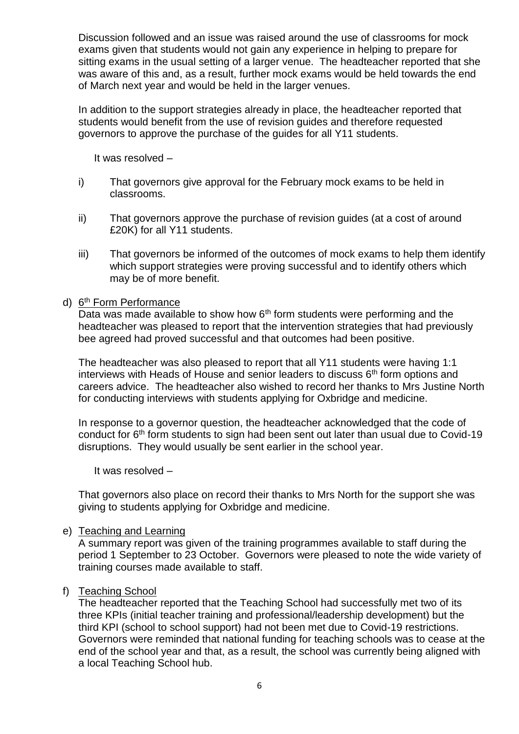Discussion followed and an issue was raised around the use of classrooms for mock exams given that students would not gain any experience in helping to prepare for sitting exams in the usual setting of a larger venue. The headteacher reported that she was aware of this and, as a result, further mock exams would be held towards the end of March next year and would be held in the larger venues.

In addition to the support strategies already in place, the headteacher reported that students would benefit from the use of revision guides and therefore requested governors to approve the purchase of the guides for all Y11 students.

It was resolved –

i) That governors give approval for the February mock exams to be held in classrooms.

ii) That governors approve the purchase of revision guides (at a cost of around £20K) for all Y11 students.

iii) That governors be informed of the outcomes of mock exams to help them identify which support strategies were proving successful and to identify others which may be of more benefit.

d) <u>6th Form Performance</u>

Data was made available to show how 6th form students were performing and the headteacher was pleased to report that the intervention strategies that had previously bee agreed had proved successful and that outcomes had been positive.

The headteacher was also pleased to report that all Y11 students were having 1:1 interviews with Heads of House and senior leaders to discuss 6th form options and careers advice. The headteacher also wished to record her thanks to Mrs Justine North for conducting interviews with students applying for Oxbridge and medicine.

In response to a governor question, the headteacher acknowledged that the code of conduct for 6th form students to sign had been sent out later than usual due to Covid-19 disruptions. They would usually be sent earlier in the school year.

It was resolved –

That governors also place on record their thanks to Mrs North for the support she was giving to students applying for Oxbridge and medicine.

e) <u>Teaching and Learning</u>

A summary report was given of the training programmes available to staff during the period 1 September to 23 October. Governors were pleased to note the wide variety of training courses made available to staff.

f) <u>Teaching School</u>

The headteacher reported that the Teaching School had successfully met two of its three KPIs (initial teacher training and professional/leadership development) but the third KPI (school to school support) had not been met due to Covid-19 restrictions. Governors were reminded that national funding for teaching schools was to cease at the end of the school year and that, as a result, the school was currently being aligned with a local Teaching School hub.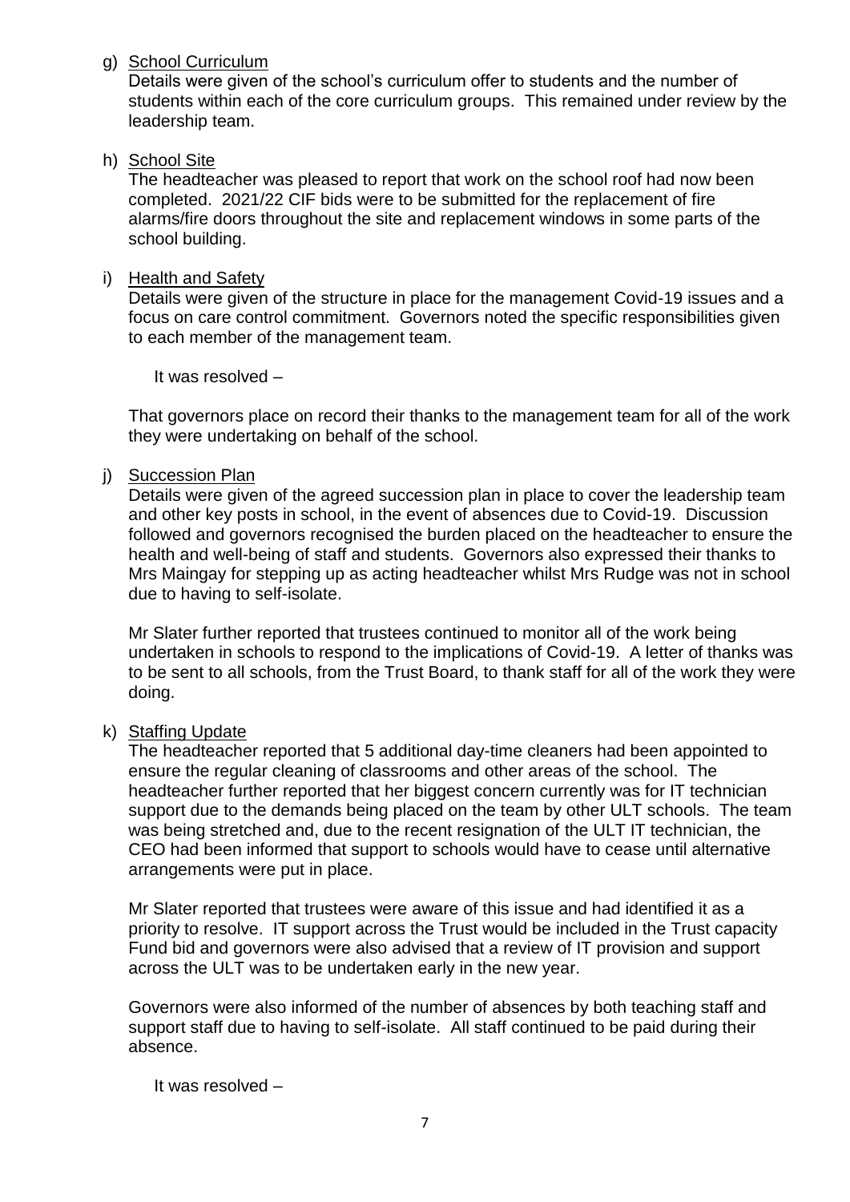g) <u>School Curriculum</u>

Details were given of the school's curriculum offer to students and the number of students within each of the core curriculum groups. This remained under review by the leadership team.

h) <u>School Site</u>

The headteacher was pleased to report that work on the school roof had now been completed. 2021/22 CIF bids were to be submitted for the replacement of fire alarms/fire doors throughout the site and replacement windows in some parts of the school building.

i) <u>Health and Safety</u>

Details were given of the structure in place for the management Covid-19 issues and a focus on care control commitment. Governors noted the specific responsibilities given to each member of the management team.

It was resolved –

That governors place on record their thanks to the management team for all of the work they were undertaking on behalf of the school.

j) <u>Succession Plan</u>

Details were given of the agreed succession plan in place to cover the leadership team and other key posts in school, in the event of absences due to Covid-19. Discussion followed and governors recognised the burden placed on the headteacher to ensure the health and well-being of staff and students. Governors also expressed their thanks to Mrs Maingay for stepping up as acting headteacher whilst Mrs Rudge was not in school due to having to self-isolate.

Mr Slater further reported that trustees continued to monitor all of the work being undertaken in schools to respond to the implications of Covid-19. A letter of thanks was to be sent to all schools, from the Trust Board, to thank staff for all of the work they were doing.

k) <u>Staffing Update</u>

The headteacher reported that 5 additional day-time cleaners had been appointed to ensure the regular cleaning of classrooms and other areas of the school. The headteacher further reported that her biggest concern currently was for IT technician support due to the demands being placed on the team by other ULT schools. The team was being stretched and, due to the recent resignation of the ULT IT technician, the CEO had been informed that support to schools would have to cease until alternative arrangements were put in place.

Mr Slater reported that trustees were aware of this issue and had identified it as a priority to resolve. IT support across the Trust would be included in the Trust capacity Fund bid and governors were also advised that a review of IT provision and support across the ULT was to be undertaken early in the new year.

Governors were also informed of the number of absences by both teaching staff and support staff due to having to self-isolate. All staff continued to be paid during their absence.

It was resolved –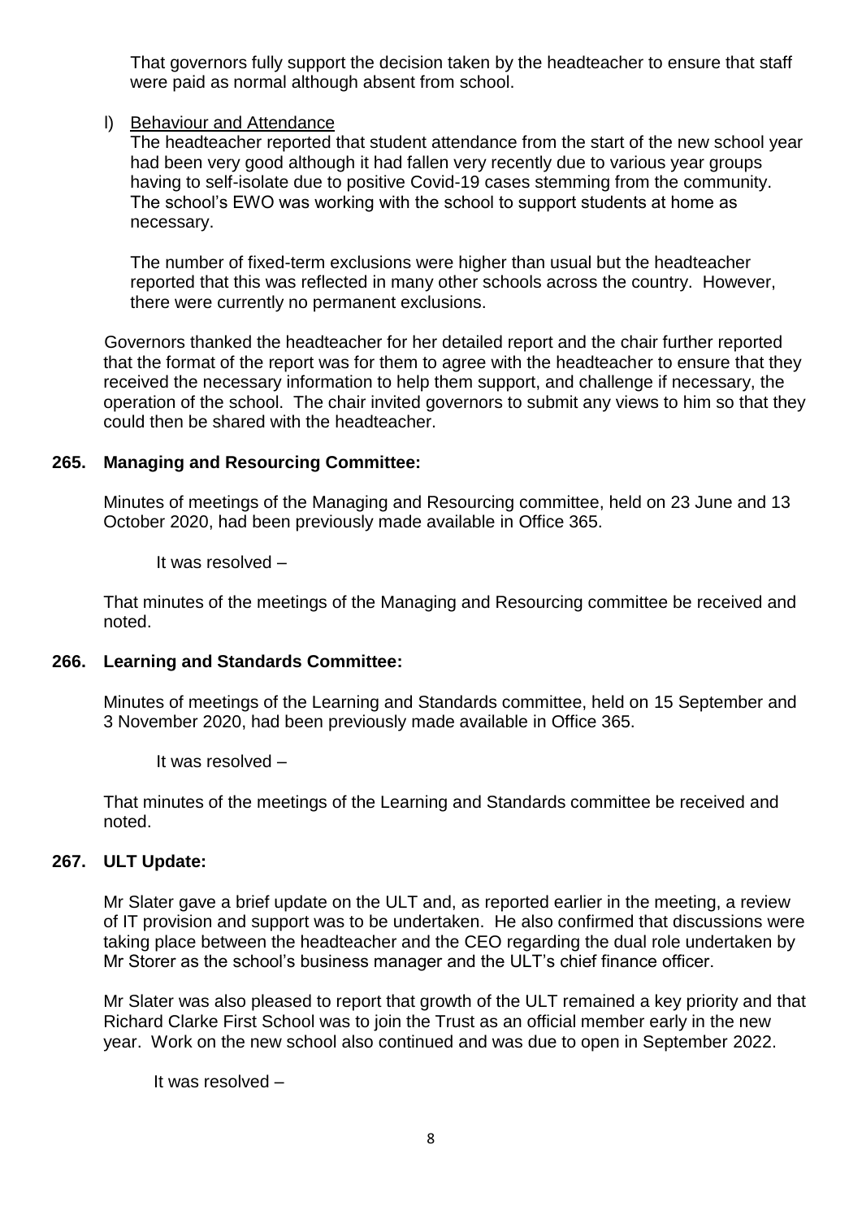That governors fully support the decision taken by the headteacher to ensure that staff were paid as normal although absent from school.

l) Behaviour and Attendance

The headteacher reported that student attendance from the start of the new school year had been very good although it had fallen very recently due to various year groups having to self-isolate due to positive Covid-19 cases stemming from the community. The school's EWO was working with the school to support students at home as necessary.

The number of fixed-term exclusions were higher than usual but the headteacher reported that this was reflected in many other schools across the country. However, there were currently no permanent exclusions.

Governors thanked the headteacher for her detailed report and the chair further reported that the format of the report was for them to agree with the headteacher to ensure that they received the necessary information to help them support, and challenge if necessary, the operation of the school. The chair invited governors to submit any views to him so that they could then be shared with the headteacher.

## 265. Managing and Resourcing Committee:

Minutes of meetings of the Managing and Resourcing committee, held on 23 June and 13 October 2020, had been previously made available in Office 365.

It was resolved –

That minutes of the meetings of the Managing and Resourcing committee be received and noted.

## 266. Learning and Standards Committee:

Minutes of meetings of the Learning and Standards committee, held on 15 September and 3 November 2020, had been previously made available in Office 365.

It was resolved –

That minutes of the meetings of the Learning and Standards committee be received and noted.

## 267. ULT Update:

Mr Slater gave a brief update on the ULT and, as reported earlier in the meeting, a review of IT provision and support was to be undertaken. He also confirmed that discussions were taking place between the headteacher and the CEO regarding the dual role undertaken by Mr Storer as the school's business manager and the ULT's chief finance officer.

Mr Slater was also pleased to report that growth of the ULT remained a key priority and that Richard Clarke First School was to join the Trust as an official member early in the new year. Work on the new school also continued and was due to open in September 2022.

It was resolved –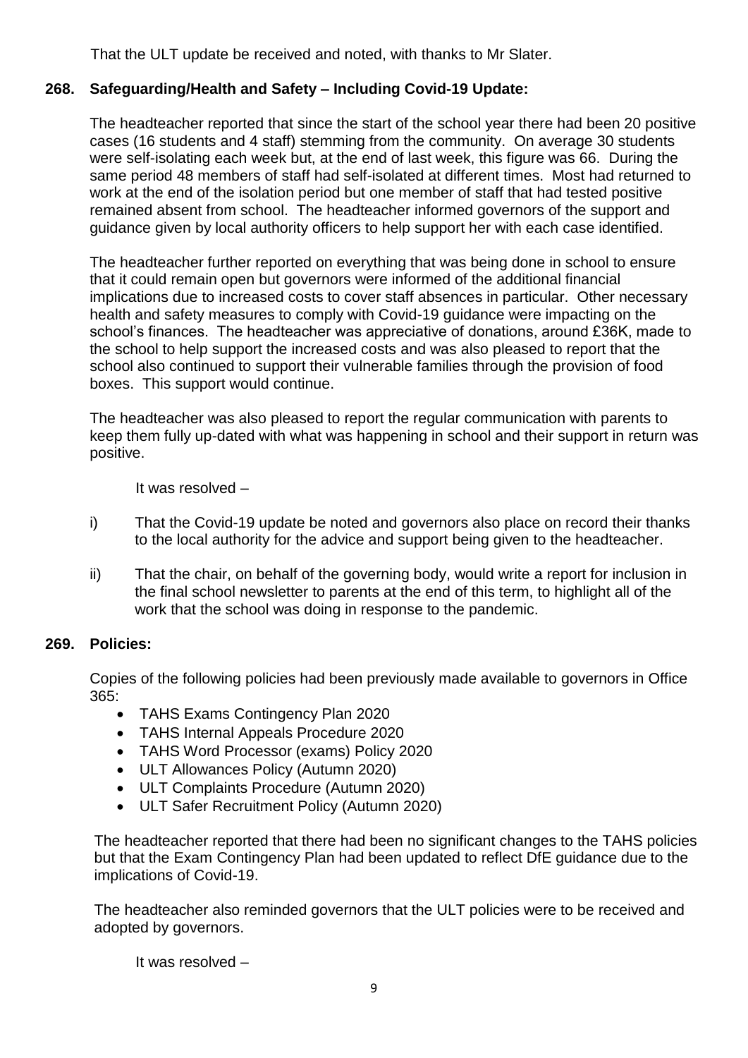That the ULT update be received and noted, with thanks to Mr Slater.

## 268. Safeguarding/Health and Safety – Including Covid-19 Update:

The headteacher reported that since the start of the school year there had been 20 positive cases (16 students and 4 staff) stemming from the community. On average 30 students were self-isolating each week but, at the end of last week, this figure was 66. During the same period 48 members of staff had self-isolated at different times. Most had returned to work at the end of the isolation period but one member of staff that had tested positive remained absent from school. The headteacher informed governors of the support and guidance given by local authority officers to help support her with each case identified.

The headteacher further reported on everything that was being done in school to ensure that it could remain open but governors were informed of the additional financial implications due to increased costs to cover staff absences in particular. Other necessary health and safety measures to comply with Covid-19 guidance were impacting on the school's finances. The headteacher was appreciative of donations, around £36K, made to the school to help support the increased costs and was also pleased to report that the school also continued to support their vulnerable families through the provision of food boxes. This support would continue.

The headteacher was also pleased to report the regular communication with parents to keep them fully up-dated with what was happening in school and their support in return was positive.

It was resolved –

i) That the Covid-19 update be noted and governors also place on record their thanks to the local authority for the advice and support being given to the headteacher.

ii) That the chair, on behalf of the governing body, would write a report for inclusion in the final school newsletter to parents at the end of this term, to highlight all of the work that the school was doing in response to the pandemic.

## 269. Policies:

Copies of the following policies had been previously made available to governors in Office 365:

- TAHS Exams Contingency Plan 2020
- TAHS Internal Appeals Procedure 2020
- TAHS Word Processor (exams) Policy 2020
- ULT Allowances Policy (Autumn 2020)
- ULT Complaints Procedure (Autumn 2020)
- ULT Safer Recruitment Policy (Autumn 2020)

The headteacher reported that there had been no significant changes to the TAHS policies but that the Exam Contingency Plan had been updated to reflect DfE guidance due to the implications of Covid-19.

The headteacher also reminded governors that the ULT policies were to be received and adopted by governors.

It was resolved –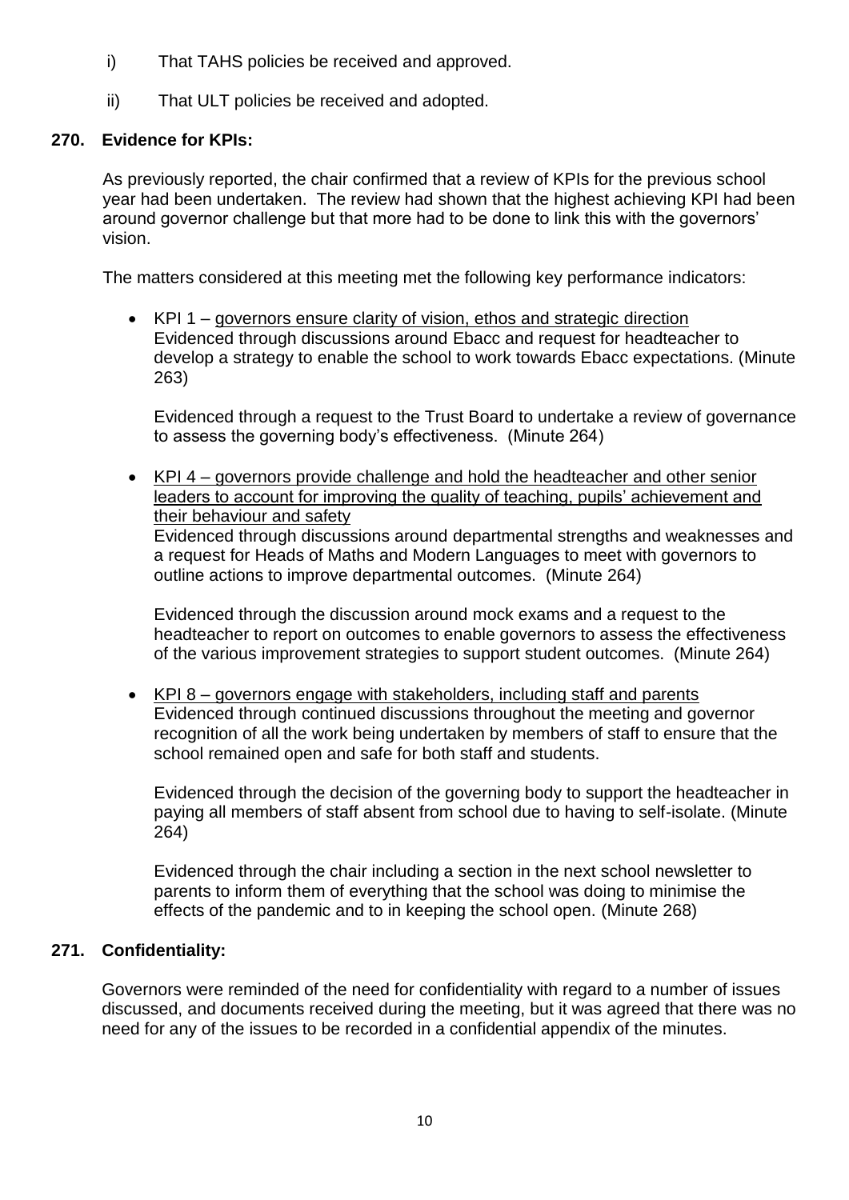i) That TAHS policies be received and approved.

ii) That ULT policies be received and adopted.

**270. Evidence for KPIs:**

As previously reported, the chair confirmed that a review of KPIs for the previous school year had been undertaken. The review had shown that the highest achieving KPI had been around governor challenge but that more had to be done to link this with the governors' vision.

The matters considered at this meeting met the following key performance indicators:

- KPI 1 – governors ensure clarity of vision, ethos and strategic direction
  Evidenced through discussions around Ebacc and request for headteacher to develop a strategy to enable the school to work towards Ebacc expectations. (Minute 263)

  Evidenced through a request to the Trust Board to undertake a review of governance to assess the governing body's effectiveness. (Minute 264)

- KPI 4 – governors provide challenge and hold the headteacher and other senior leaders to account for improving the quality of teaching, pupils' achievement and their behaviour and safety
  Evidenced through discussions around departmental strengths and weaknesses and a request for Heads of Maths and Modern Languages to meet with governors to outline actions to improve departmental outcomes. (Minute 264)

  Evidenced through the discussion around mock exams and a request to the headteacher to report on outcomes to enable governors to assess the effectiveness of the various improvement strategies to support student outcomes. (Minute 264)

- KPI 8 – governors engage with stakeholders, including staff and parents
  Evidenced through continued discussions throughout the meeting and governor recognition of all the work being undertaken by members of staff to ensure that the school remained open and safe for both staff and students.

  Evidenced through the decision of the governing body to support the headteacher in paying all members of staff absent from school due to having to self-isolate. (Minute 264)

  Evidenced through the chair including a section in the next school newsletter to parents to inform them of everything that the school was doing to minimise the effects of the pandemic and to in keeping the school open. (Minute 268)

**271. Confidentiality:**

Governors were reminded of the need for confidentiality with regard to a number of issues discussed, and documents received during the meeting, but it was agreed that there was no need for any of the issues to be recorded in a confidential appendix of the minutes.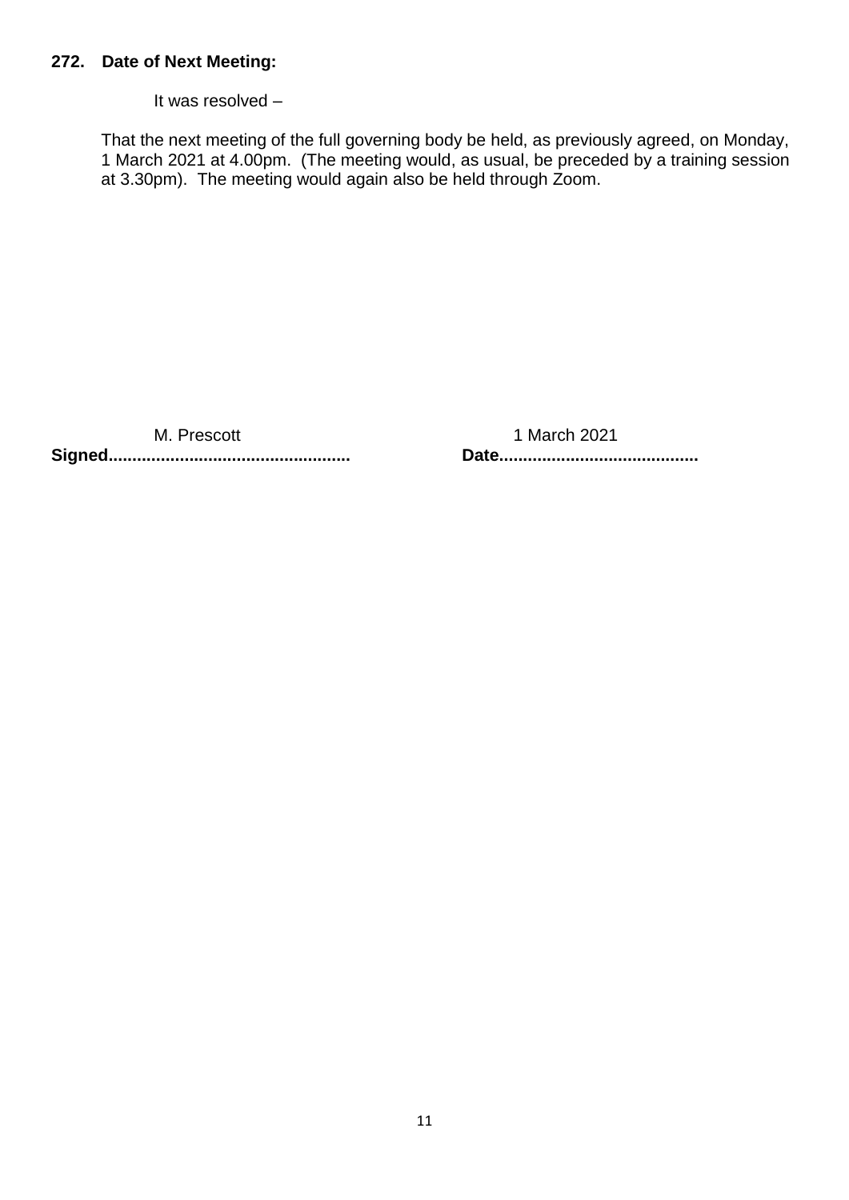**272. Date of Next Meeting:**

It was resolved –

That the next meeting of the full governing body be held, as previously agreed, on Monday, 1 March 2021 at 4.00pm. (The meeting would, as usual, be preceded by a training session at 3.30pm). The meeting would again also be held through Zoom.

M. Prescott
**Signed..................................................**

1 March 2021
**Date.........................................**